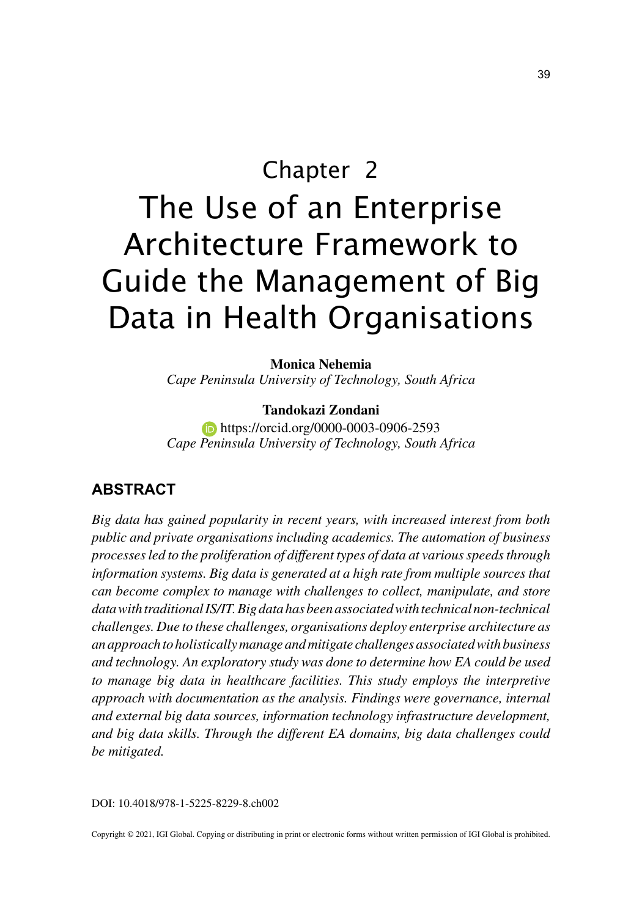# Chapter 2
# The Use of an Enterprise Architecture Framework to Guide the Management of Big Data in Health Organisations

**Monica Nehemia**
*Cape Peninsula University of Technology, South Africa*

**Tandokazi Zondani**
https://orcid.org/0000-0003-0906-2593
*Cape Peninsula University of Technology, South Africa*

## ABSTRACT

*Big data has gained popularity in recent years, with increased interest from both public and private organisations including academics. The automation of business processes led to the proliferation of different types of data at various speeds through information systems. Big data is generated at a high rate from multiple sources that can become complex to manage with challenges to collect, manipulate, and store data with traditional IS/IT. Big data has been associated with technical non-technical challenges. Due to these challenges, organisations deploy enterprise architecture as an approach to holistically manage and mitigate challenges associated with business and technology. An exploratory study was done to determine how EA could be used to manage big data in healthcare facilities. This study employs the interpretive approach with documentation as the analysis. Findings were governance, internal and external big data sources, information technology infrastructure development, and big data skills. Through the different EA domains, big data challenges could be mitigated.*

DOI: 10.4018/978-1-5225-8229-8.ch002

Copyright © 2021, IGI Global. Copying or distributing in print or electronic forms without written permission of IGI Global is prohibited.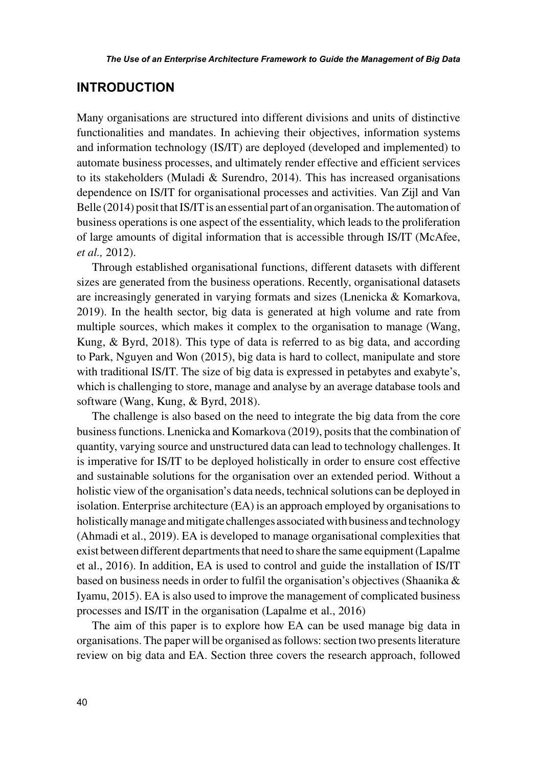## INTRODUCTION

Many organisations are structured into different divisions and units of distinctive functionalities and mandates. In achieving their objectives, information systems and information technology (IS/IT) are deployed (developed and implemented) to automate business processes, and ultimately render effective and efficient services to its stakeholders (Muladi & Surendro, 2014). This has increased organisations dependence on IS/IT for organisational processes and activities. Van Zijl and Van Belle (2014) posit that IS/IT is an essential part of an organisation. The automation of business operations is one aspect of the essentiality, which leads to the proliferation of large amounts of digital information that is accessible through IS/IT (McAfee, *et al.,* 2012).

Through established organisational functions, different datasets with different sizes are generated from the business operations. Recently, organisational datasets are increasingly generated in varying formats and sizes (Lnenicka & Komarkova, 2019). In the health sector, big data is generated at high volume and rate from multiple sources, which makes it complex to the organisation to manage (Wang, Kung, & Byrd, 2018). This type of data is referred to as big data, and according to Park, Nguyen and Won (2015), big data is hard to collect, manipulate and store with traditional IS/IT. The size of big data is expressed in petabytes and exabyte's, which is challenging to store, manage and analyse by an average database tools and software (Wang, Kung, & Byrd, 2018).

The challenge is also based on the need to integrate the big data from the core business functions. Lnenicka and Komarkova (2019), posits that the combination of quantity, varying source and unstructured data can lead to technology challenges. It is imperative for IS/IT to be deployed holistically in order to ensure cost effective and sustainable solutions for the organisation over an extended period. Without a holistic view of the organisation's data needs, technical solutions can be deployed in isolation. Enterprise architecture (EA) is an approach employed by organisations to holistically manage and mitigate challenges associated with business and technology (Ahmadi et al., 2019). EA is developed to manage organisational complexities that exist between different departments that need to share the same equipment (Lapalme et al., 2016). In addition, EA is used to control and guide the installation of IS/IT based on business needs in order to fulfil the organisation's objectives (Shaanika & Iyamu, 2015). EA is also used to improve the management of complicated business processes and IS/IT in the organisation (Lapalme et al., 2016)

The aim of this paper is to explore how EA can be used manage big data in organisations. The paper will be organised as follows: section two presents literature review on big data and EA. Section three covers the research approach, followed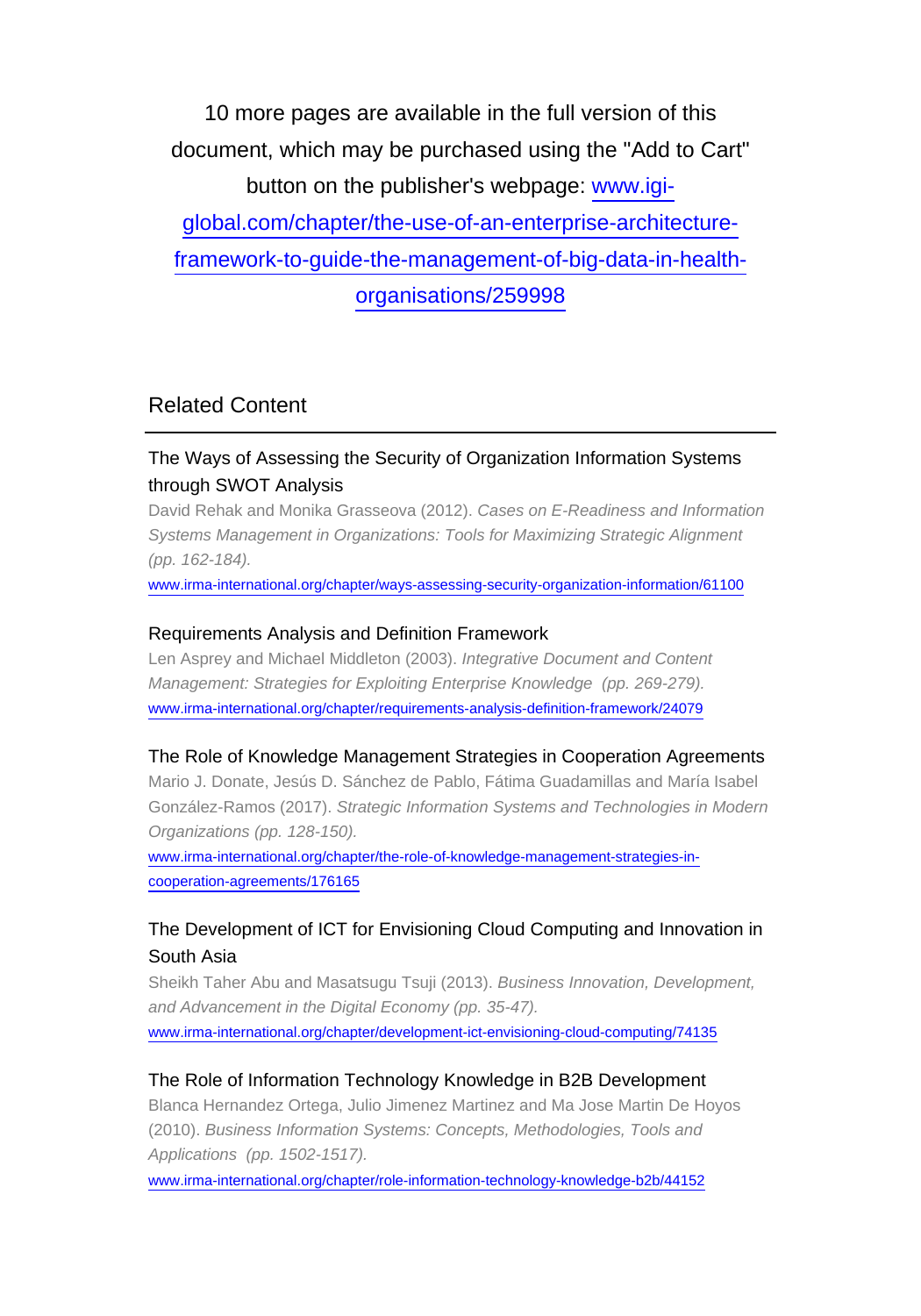10 more pages are available in the full version of this document, which may be purchased using the "Add to Cart" button on the publisher's webpage: [www.igi-global.com/chapter/the-use-of-an-enterprise-architecture-framework-to-guide-the-management-of-big-data-in-health-organisations/259998](www.igi-global.com/chapter/the-use-of-an-enterprise-architecture-framework-to-guide-the-management-of-big-data-in-health-organisations/259998)

## Related Content

**The Ways of Assessing the Security of Organization Information Systems through SWOT Analysis**
David Rehak and Monika Grasseova (2012). *Cases on E-Readiness and Information Systems Management in Organizations: Tools for Maximizing Strategic Alignment (pp. 162-184).*
[www.irma-international.org/chapter/ways-assessing-security-organization-information/61100](www.irma-international.org/chapter/ways-assessing-security-organization-information/61100)

**Requirements Analysis and Definition Framework**
Len Asprey and Michael Middleton (2003). *Integrative Document and Content Management: Strategies for Exploiting Enterprise Knowledge (pp. 269-279).*
[www.irma-international.org/chapter/requirements-analysis-definition-framework/24079](www.irma-international.org/chapter/requirements-analysis-definition-framework/24079)

**The Role of Knowledge Management Strategies in Cooperation Agreements**
Mario J. Donate, Jesús D. Sánchez de Pablo, Fátima Guadamillas and María Isabel González-Ramos (2017). *Strategic Information Systems and Technologies in Modern Organizations (pp. 128-150).*
[www.irma-international.org/chapter/the-role-of-knowledge-management-strategies-in-cooperation-agreements/176165](www.irma-international.org/chapter/the-role-of-knowledge-management-strategies-in-cooperation-agreements/176165)

**The Development of ICT for Envisioning Cloud Computing and Innovation in South Asia**
Sheikh Taher Abu and Masatsugu Tsuji (2013). *Business Innovation, Development, and Advancement in the Digital Economy (pp. 35-47).*
[www.irma-international.org/chapter/development-ict-envisioning-cloud-computing/74135](www.irma-international.org/chapter/development-ict-envisioning-cloud-computing/74135)

**The Role of Information Technology Knowledge in B2B Development**
Blanca Hernandez Ortega, Julio Jimenez Martinez and Ma Jose Martin De Hoyos (2010). *Business Information Systems: Concepts, Methodologies, Tools and Applications (pp. 1502-1517).*
[www.irma-international.org/chapter/role-information-technology-knowledge-b2b/44152](www.irma-international.org/chapter/role-information-technology-knowledge-b2b/44152)